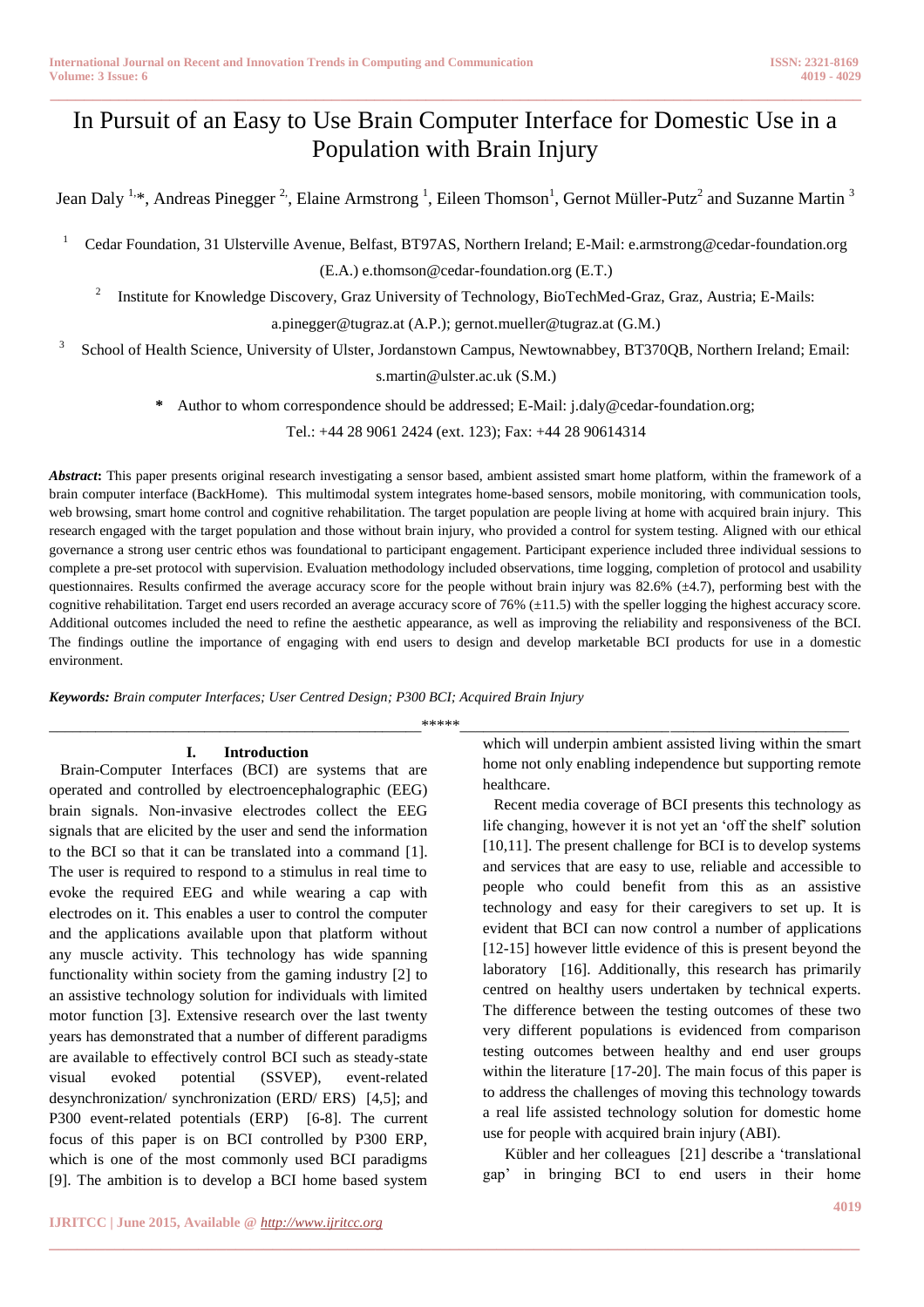# In Pursuit of an Easy to Use Brain Computer Interface for Domestic Use in a Population with Brain Injury

Jean Daly [1,*], Andreas Pinegger [2], Elaine Armstrong [1], Eileen Thomson[1], Gernot Müller-Putz[2] and Suzanne Martin [3]

[1] Cedar Foundation, 31 Ulsterville Avenue, Belfast, BT97AS, Northern Ireland; E-Mail: e.armstrong@cedar-foundation.org (E.A.) e.thomson@cedar-foundation.org (E.T.)

[2] Institute for Knowledge Discovery, Graz University of Technology, BioTechMed-Graz, Graz, Austria; E-Mails: a.pinegger@tugraz.at (A.P.); gernot.mueller@tugraz.at (G.M.)

[3] School of Health Science, University of Ulster, Jordanstown Campus, Newtownabbey, BT370QB, Northern Ireland; Email: s.martin@ulster.ac.uk (S.M.)

\* Author to whom correspondence should be addressed; E-Mail: j.daly@cedar-foundation.org; Tel.: +44 28 9061 2424 (ext. 123); Fax: +44 28 90614314

***Abstract*:** This paper presents original research investigating a sensor based, ambient assisted smart home platform, within the framework of a brain computer interface (BackHome). This multimodal system integrates home-based sensors, mobile monitoring, with communication tools, web browsing, smart home control and cognitive rehabilitation. The target population are people living at home with acquired brain injury. This research engaged with the target population and those without brain injury, who provided a control for system testing. Aligned with our ethical governance a strong user centric ethos was foundational to participant engagement. Participant experience included three individual sessions to complete a pre-set protocol with supervision. Evaluation methodology included observations, time logging, completion of protocol and usability questionnaires. Results confirmed the average accuracy score for the people without brain injury was 82.6% (±4.7), performing best with the cognitive rehabilitation. Target end users recorded an average accuracy score of 76% (±11.5) with the speller logging the highest accuracy score. Additional outcomes included the need to refine the aesthetic appearance, as well as improving the reliability and responsiveness of the BCI. The findings outline the importance of engaging with end users to design and develop marketable BCI products for use in a domestic environment.

***Keywords:*** *Brain computer Interfaces; User Centred Design; P300 BCI; Acquired Brain Injury*

\*\*\*\*\*

## I. Introduction

Brain-Computer Interfaces (BCI) are systems that are operated and controlled by electroencephalographic (EEG) brain signals. Non-invasive electrodes collect the EEG signals that are elicited by the user and send the information to the BCI so that it can be translated into a command [1]. The user is required to respond to a stimulus in real time to evoke the required EEG and while wearing a cap with electrodes on it. This enables a user to control the computer and the applications available upon that platform without any muscle activity. This technology has wide spanning functionality within society from the gaming industry [2] to an assistive technology solution for individuals with limited motor function [3]. Extensive research over the last twenty years has demonstrated that a number of different paradigms are available to effectively control BCI such as steady-state visual evoked potential (SSVEP), event-related desynchronization/ synchronization (ERD/ ERS) [4,5]; and P300 event-related potentials (ERP) [6-8]. The current focus of this paper is on BCI controlled by P300 ERP, which is one of the most commonly used BCI paradigms [9]. The ambition is to develop a BCI home based system which will underpin ambient assisted living within the smart home not only enabling independence but supporting remote healthcare.

Recent media coverage of BCI presents this technology as life changing, however it is not yet an 'off the shelf' solution [10,11]. The present challenge for BCI is to develop systems and services that are easy to use, reliable and accessible to people who could benefit from this as an assistive technology and easy for their caregivers to set up. It is evident that BCI can now control a number of applications [12-15] however little evidence of this is present beyond the laboratory [16]. Additionally, this research has primarily centred on healthy users undertaken by technical experts. The difference between the testing outcomes of these two very different populations is evidenced from comparison testing outcomes between healthy and end user groups within the literature [17-20]. The main focus of this paper is to address the challenges of moving this technology towards a real life assisted technology solution for domestic home use for people with acquired brain injury (ABI).

Kübler and her colleagues [21] describe a 'translational gap' in bringing BCI to end users in their home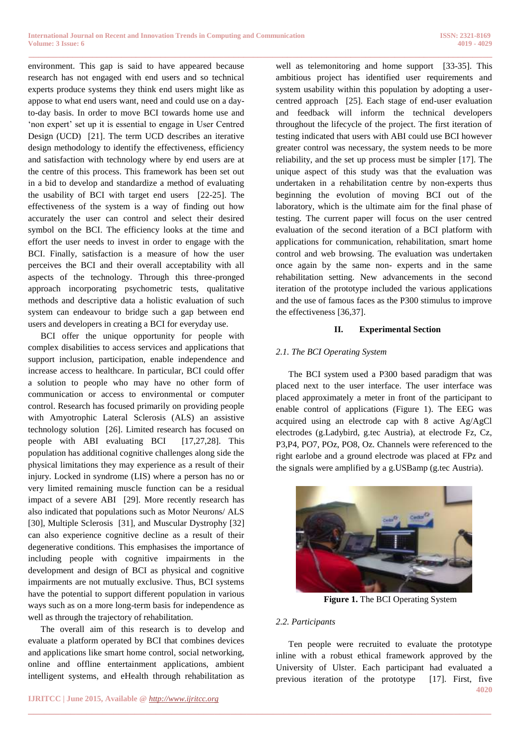environment. This gap is said to have appeared because research has not engaged with end users and so technical experts produce systems they think end users might like as appose to what end users want, need and could use on a day-to-day basis. In order to move BCI towards home use and 'non expert' set up it is essential to engage in User Centred Design (UCD) [21]. The term UCD describes an iterative design methodology to identify the effectiveness, efficiency and satisfaction with technology where by end users are at the centre of this process. This framework has been set out in a bid to develop and standardize a method of evaluating the usability of BCI with target end users [22-25]. The effectiveness of the system is a way of finding out how accurately the user can control and select their desired symbol on the BCI. The efficiency looks at the time and effort the user needs to invest in order to engage with the BCI. Finally, satisfaction is a measure of how the user perceives the BCI and their overall acceptability with all aspects of the technology. Through this three-pronged approach incorporating psychometric tests, qualitative methods and descriptive data a holistic evaluation of such system can endeavour to bridge such a gap between end users and developers in creating a BCI for everyday use.

BCI offer the unique opportunity for people with complex disabilities to access services and applications that support inclusion, participation, enable independence and increase access to healthcare. In particular, BCI could offer a solution to people who may have no other form of communication or access to environmental or computer control. Research has focused primarily on providing people with Amyotrophic Lateral Sclerosis (ALS) an assistive technology solution [26]. Limited research has focused on people with ABI evaluating BCI [17,27,28]. This population has additional cognitive challenges along side the physical limitations they may experience as a result of their injury. Locked in syndrome (LIS) where a person has no or very limited remaining muscle function can be a residual impact of a severe ABI [29]. More recently research has also indicated that populations such as Motor Neurons/ ALS [30], Multiple Sclerosis [31], and Muscular Dystrophy [32] can also experience cognitive decline as a result of their degenerative conditions. This emphasises the importance of including people with cognitive impairments in the development and design of BCI as physical and cognitive impairments are not mutually exclusive. Thus, BCI systems have the potential to support different population in various ways such as on a more long-term basis for independence as well as through the trajectory of rehabilitation.

The overall aim of this research is to develop and evaluate a platform operated by BCI that combines devices and applications like smart home control, social networking, online and offline entertainment applications, ambient intelligent systems, and eHealth through rehabilitation as well as telemonitoring and home support [33-35]. This ambitious project has identified user requirements and system usability within this population by adopting a user-centred approach [25]. Each stage of end-user evaluation and feedback will inform the technical developers throughout the lifecycle of the project. The first iteration of testing indicated that users with ABI could use BCI however greater control was necessary, the system needs to be more reliability, and the set up process must be simpler [17]. The unique aspect of this study was that the evaluation was undertaken in a rehabilitation centre by non-experts thus beginning the evolution of moving BCI out of the laboratory, which is the ultimate aim for the final phase of testing. The current paper will focus on the user centred evaluation of the second iteration of a BCI platform with applications for communication, rehabilitation, smart home control and web browsing. The evaluation was undertaken once again by the same non- experts and in the same rehabilitation setting. New advancements in the second iteration of the prototype included the various applications and the use of famous faces as the P300 stimulus to improve the effectiveness [36,37].

## II. Experimental Section

### 2.1. The BCI Operating System

The BCI system used a P300 based paradigm that was placed next to the user interface. The user interface was placed approximately a meter in front of the participant to enable control of applications (Figure 1). The EEG was acquired using an electrode cap with 8 active Ag/AgCl electrodes (g.Ladybird, g.tec Austria), at electrode Fz, Cz, P3,P4, PO7, POz, PO8, Oz. Channels were referenced to the right earlobe and a ground electrode was placed at FPz and the signals were amplified by a g.USBamp (g.tec Austria).

**Figure 1.** The BCI Operating System

### 2.2. Participants

Ten people were recruited to evaluate the prototype inline with a robust ethical framework approved by the University of Ulster. Each participant had evaluated a previous iteration of the prototype [17]. First, five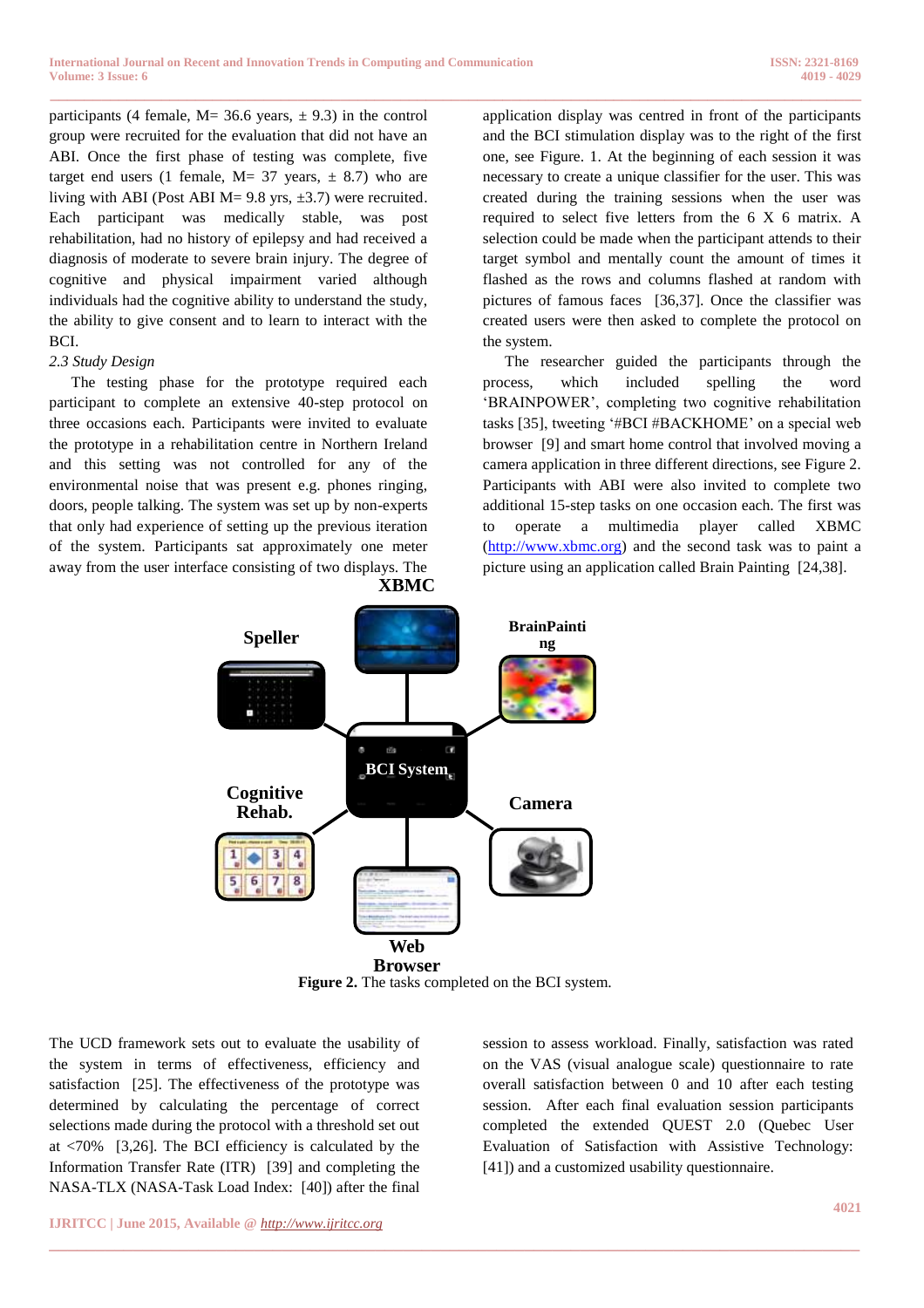participants (4 female, M= 36.6 years, ± 9.3) in the control group were recruited for the evaluation that did not have an ABI. Once the first phase of testing was complete, five target end users (1 female, M= 37 years, ± 8.7) who are living with ABI (Post ABI M= 9.8 yrs, ±3.7) were recruited. Each participant was medically stable, was post rehabilitation, had no history of epilepsy and had received a diagnosis of moderate to severe brain injury. The degree of cognitive and physical impairment varied although individuals had the cognitive ability to understand the study, the ability to give consent and to learn to interact with the BCI.

*2.3 Study Design*

The testing phase for the prototype required each participant to complete an extensive 40-step protocol on three occasions each. Participants were invited to evaluate the prototype in a rehabilitation centre in Northern Ireland and this setting was not controlled for any of the environmental noise that was present e.g. phones ringing, doors, people talking. The system was set up by non-experts that only had experience of setting up the previous iteration of the system. Participants sat approximately one meter away from the user interface consisting of two displays. The application display was centred in front of the participants and the BCI stimulation display was to the right of the first one, see Figure. 1. At the beginning of each session it was necessary to create a unique classifier for the user. This was created during the training sessions when the user was required to select five letters from the 6 X 6 matrix. A selection could be made when the participant attends to their target symbol and mentally count the amount of times it flashed as the rows and columns flashed at random with pictures of famous faces [36,37]. Once the classifier was created users were then asked to complete the protocol on the system.

The researcher guided the participants through the process, which included spelling the word 'BRAINPOWER', completing two cognitive rehabilitation tasks [35], tweeting '#BCI #BACKHOME' on a special web browser [9] and smart home control that involved moving a camera application in three different directions, see Figure 2. Participants with ABI were also invited to complete two additional 15-step tasks on one occasion each. The first was to operate a multimedia player called XBMC (http://www.xbmc.org) and the second task was to paint a picture using an application called Brain Painting [24,38].

**Figure 2.** The tasks completed on the BCI system.

The UCD framework sets out to evaluate the usability of the system in terms of effectiveness, efficiency and satisfaction [25]. The effectiveness of the prototype was determined by calculating the percentage of correct selections made during the protocol with a threshold set out at <70% [3,26]. The BCI efficiency is calculated by the Information Transfer Rate (ITR) [39] and completing the NASA-TLX (NASA-Task Load Index: [40]) after the final session to assess workload. Finally, satisfaction was rated on the VAS (visual analogue scale) questionnaire to rate overall satisfaction between 0 and 10 after each testing session. After each final evaluation session participants completed the extended QUEST 2.0 (Quebec User Evaluation of Satisfaction with Assistive Technology: [41]) and a customized usability questionnaire.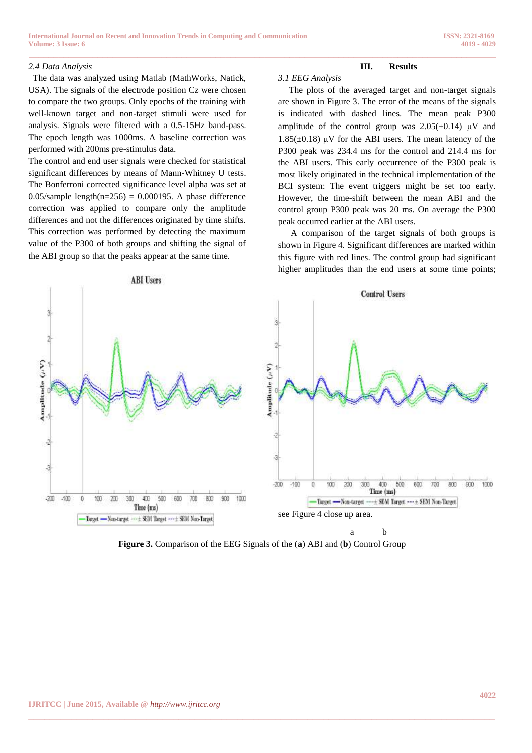### 2.4 Data Analysis

The data was analyzed using Matlab (MathWorks, Natick, USA). The signals of the electrode position Cz were chosen to compare the two groups. Only epochs of the training with well-known target and non-target stimuli were used for analysis. Signals were filtered with a 0.5-15Hz band-pass. The epoch length was 1000ms. A baseline correction was performed with 200ms pre-stimulus data.

The control and end user signals were checked for statistical significant differences by means of Mann-Whitney U tests. The Bonferroni corrected significance level alpha was set at 0.05/sample length(n=256) = 0.000195. A phase difference correction was applied to compare only the amplitude differences and not the differences originated by time shifts. This correction was performed by detecting the maximum value of the P300 of both groups and shifting the signal of the ABI group so that the peaks appear at the same time.

## III. Results

### 3.1 EEG Analysis

The plots of the averaged target and non-target signals are shown in Figure 3. The error of the means of the signals is indicated with dashed lines. The mean peak P300 amplitude of the control group was 2.05(±0.14) μV and 1.85(±0.18) μV for the ABI users. The mean latency of the P300 peak was 234.4 ms for the control and 214.4 ms for the ABI users. This early occurrence of the P300 peak is most likely originated in the technical implementation of the BCI system: The event triggers might be set too early. However, the time-shift between the mean ABI and the control group P300 peak was 20 ms. On average the P300 peak occurred earlier at the ABI users.

A comparison of the target signals of both groups is shown in Figure 4. Significant differences are marked within this figure with red lines. The control group had significant higher amplitudes than the end users at some time points; see Figure 4 close up area.

a b

**Figure 3.** Comparison of the EEG Signals of the (**a**) ABI and (**b**) Control Group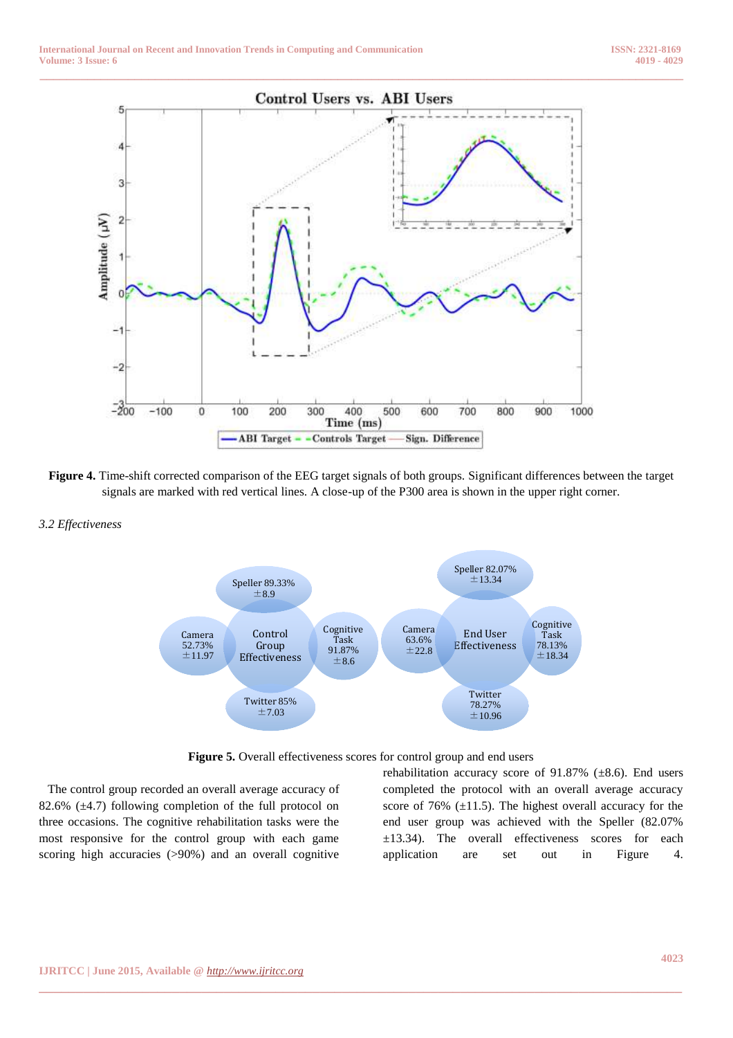**Figure 4.** Time-shift corrected comparison of the EEG target signals of both groups. Significant differences between the target signals are marked with red vertical lines. A close-up of the P300 area is shown in the upper right corner.

*3.2 Effectiveness*

**Figure 5.** Overall effectiveness scores for control group and end users

The control group recorded an overall average accuracy of 82.6% (±4.7) following completion of the full protocol on three occasions. The cognitive rehabilitation tasks were the most responsive for the control group with each game scoring high accuracies (>90%) and an overall cognitive rehabilitation accuracy score of 91.87% (±8.6). End users completed the protocol with an overall average accuracy score of 76% (±11.5). The highest overall accuracy for the end user group was achieved with the Speller (82.07% ±13.34). The overall effectiveness scores for each application are set out in Figure 4.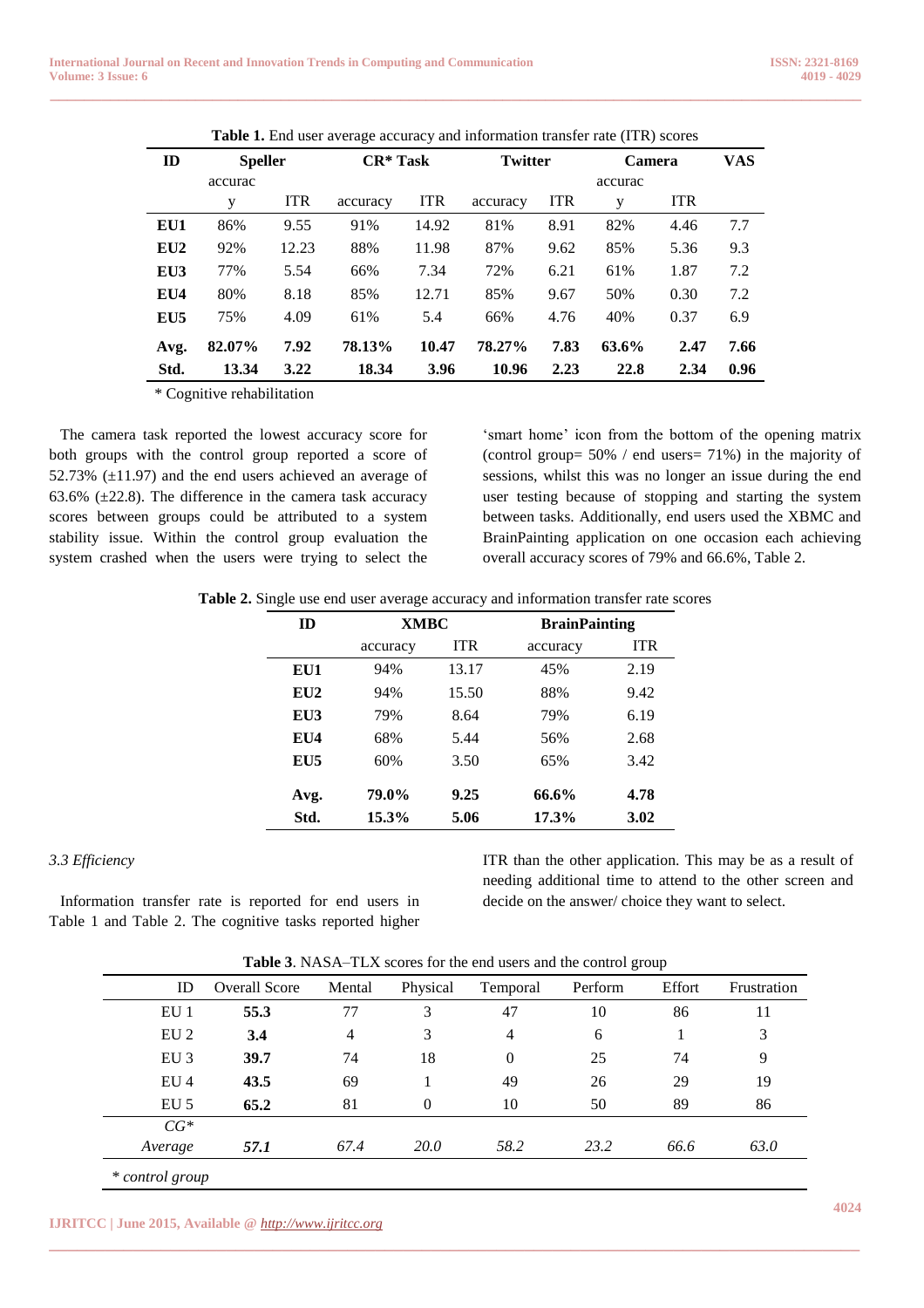**Table 1.** End user average accuracy and information transfer rate (ITR) scores

| ID | Speller | | CR* Task | | Twitter | | Camera | | VAS |
|---|---|---|---|---|---|---|---|---|---|
| | accuracy | ITR | accuracy | ITR | accuracy | ITR | accuracy | ITR | |
| **EU1** | 86% | 9.55 | 91% | 14.92 | 81% | 8.91 | 82% | 4.46 | 7.7 |
| **EU2** | 92% | 12.23 | 88% | 11.98 | 87% | 9.62 | 85% | 5.36 | 9.3 |
| **EU3** | 77% | 5.54 | 66% | 7.34 | 72% | 6.21 | 61% | 1.87 | 7.2 |
| **EU4** | 80% | 8.18 | 85% | 12.71 | 85% | 9.67 | 50% | 0.30 | 7.2 |
| **EU5** | 75% | 4.09 | 61% | 5.4 | 66% | 4.76 | 40% | 0.37 | 6.9 |
| **Avg.** | **82.07%** | **7.92** | **78.13%** | **10.47** | **78.27%** | **7.83** | **63.6%** | **2.47** | **7.66** |
| **Std.** | **13.34** | **3.22** | **18.34** | **3.96** | **10.96** | **2.23** | **22.8** | **2.34** | **0.96** |

\* Cognitive rehabilitation

The camera task reported the lowest accuracy score for both groups with the control group reported a score of 52.73% (±11.97) and the end users achieved an average of 63.6% (±22.8). The difference in the camera task accuracy scores between groups could be attributed to a system stability issue. Within the control group evaluation the system crashed when the users were trying to select the 'smart home' icon from the bottom of the opening matrix (control group= 50% / end users= 71%) in the majority of sessions, whilst this was no longer an issue during the end user testing because of stopping and starting the system between tasks. Additionally, end users used the XBMC and BrainPainting application on one occasion each achieving overall accuracy scores of 79% and 66.6%, Table 2.

**Table 2.** Single use end user average accuracy and information transfer rate scores

| ID | XMBC | | BrainPainting | |
|---|---|---|---|---|
| | accuracy | ITR | accuracy | ITR |
| **EU1** | 94% | 13.17 | 45% | 2.19 |
| **EU2** | 94% | 15.50 | 88% | 9.42 |
| **EU3** | 79% | 8.64 | 79% | 6.19 |
| **EU4** | 68% | 5.44 | 56% | 2.68 |
| **EU5** | 60% | 3.50 | 65% | 3.42 |
| **Avg.** | **79.0%** | **9.25** | **66.6%** | **4.78** |
| **Std.** | **15.3%** | **5.06** | **17.3%** | **3.02** |

### *3.3 Efficiency*

Information transfer rate is reported for end users in Table 1 and Table 2. The cognitive tasks reported higher ITR than the other application. This may be as a result of needing additional time to attend to the other screen and decide on the answer/ choice they want to select.

**Table 3**. NASA–TLX scores for the end users and the control group

| ID | Overall Score | Mental | Physical | Temporal | Perform | Effort | Frustration |
|---|---|---|---|---|---|---|---|
| EU 1 | **55.3** | 77 | 3 | 47 | 10 | 86 | 11 |
| EU 2 | **3.4** | 4 | 3 | 4 | 6 | 1 | 3 |
| EU 3 | **39.7** | 74 | 18 | 0 | 25 | 74 | 9 |
| EU 4 | **43.5** | 69 | 1 | 49 | 26 | 29 | 19 |
| EU 5 | **65.2** | 81 | 0 | 10 | 50 | 89 | 86 |
| *CG\* Average* | ***57.1*** | *67.4* | *20.0* | *58.2* | *23.2* | *66.6* | *63.0* |

*\* control group*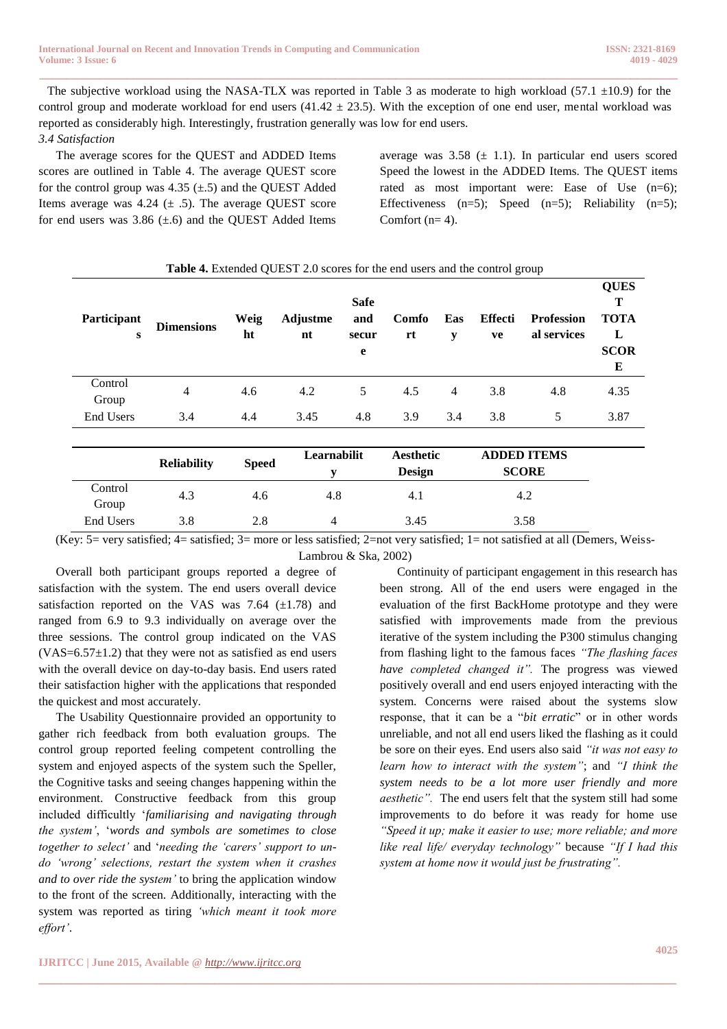The subjective workload using the NASA-TLX was reported in Table 3 as moderate to high workload (57.1 ±10.9) for the control group and moderate workload for end users (41.42 ± 23.5). With the exception of one end user, mental workload was reported as considerably high. Interestingly, frustration generally was low for end users.

*3.4 Satisfaction*

The average scores for the QUEST and ADDED Items scores are outlined in Table 4. The average QUEST score for the control group was 4.35 (±.5) and the QUEST Added Items average was 4.24 (± .5). The average QUEST score for end users was 3.86 (±.6) and the QUEST Added Items average was 3.58 (± 1.1). In particular end users scored Speed the lowest in the ADDED Items. The QUEST items rated as most important were: Ease of Use (n=6); Effectiveness (n=5); Speed (n=5); Reliability (n=5); Comfort (n= 4).

**Table 4.** Extended QUEST 2.0 scores for the end users and the control group

| Participants | Dimensions | Weight | Adjustment | Safe and secure | Comfort | Easy | Effective | Professional services | QUEST TOTAL SCORE |
|---|---|---|---|---|---|---|---|---|---|
| Control Group | 4 | 4.6 | 4.2 | 5 | 4.5 | 4 | 3.8 | 4.8 | 4.35 |
| End Users | 3.4 | 4.4 | 3.45 | 4.8 | 3.9 | 3.4 | 3.8 | 5 | 3.87 |

| | Reliability | Speed | Learnability | Aesthetic Design | ADDED ITEMS SCORE |
|---|---|---|---|---|---|
| Control Group | 4.3 | 4.6 | 4.8 | 4.1 | 4.2 |
| End Users | 3.8 | 2.8 | 4 | 3.45 | 3.58 |

(Key: 5= very satisfied; 4= satisfied; 3= more or less satisfied; 2=not very satisfied; 1= not satisfied at all (Demers, Weiss-Lambrou & Ska, 2002)

Overall both participant groups reported a degree of satisfaction with the system. The end users overall device satisfaction reported on the VAS was 7.64 (±1.78) and ranged from 6.9 to 9.3 individually on average over the three sessions. The control group indicated on the VAS (VAS=6.57±1.2) that they were not as satisfied as end users with the overall device on day-to-day basis. End users rated their satisfaction higher with the applications that responded the quickest and most accurately.

The Usability Questionnaire provided an opportunity to gather rich feedback from both evaluation groups. The control group reported feeling competent controlling the system and enjoyed aspects of the system such the Speller, the Cognitive tasks and seeing changes happening within the environment. Constructive feedback from this group included difficultly '*familiarising and navigating through the system'*, '*words and symbols are sometimes to close together to select'* and '*needing the 'carers' support to un-do 'wrong' selections, restart the system when it crashes and to over ride the system'* to bring the application window to the front of the screen. Additionally, interacting with the system was reported as tiring *'which meant it took more effort'*.

Continuity of participant engagement in this research has been strong. All of the end users were engaged in the evaluation of the first BackHome prototype and they were satisfied with improvements made from the previous iterative of the system including the P300 stimulus changing from flashing light to the famous faces *"The flashing faces have completed changed it".* The progress was viewed positively overall and end users enjoyed interacting with the system. Concerns were raised about the systems slow response, that it can be a "*bit erratic*" or in other words unreliable, and not all end users liked the flashing as it could be sore on their eyes. End users also said *"it was not easy to learn how to interact with the system"*; and *"I think the system needs to be a lot more user friendly and more aesthetic".* The end users felt that the system still had some improvements to do before it was ready for home use *"Speed it up; make it easier to use; more reliable; and more like real life/ everyday technology"* because *"If I had this system at home now it would just be frustrating".*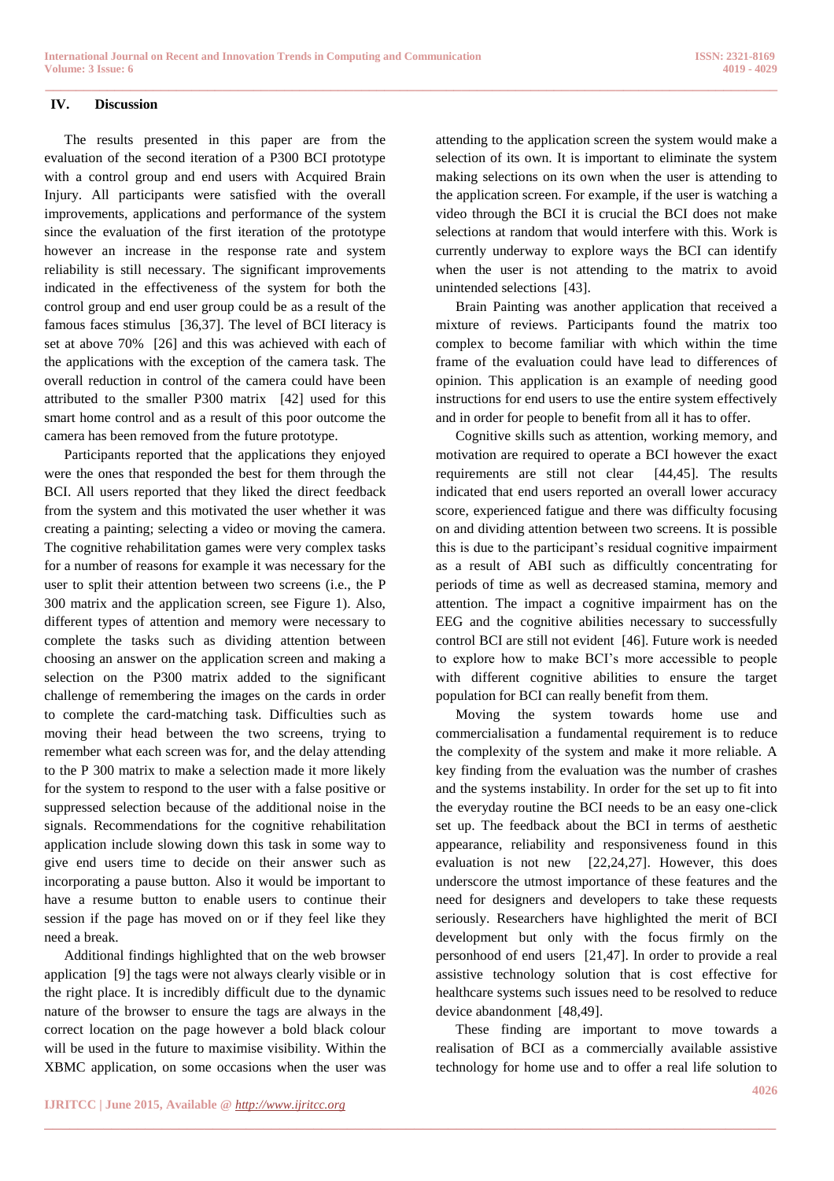## IV. Discussion

The results presented in this paper are from the evaluation of the second iteration of a P300 BCI prototype with a control group and end users with Acquired Brain Injury. All participants were satisfied with the overall improvements, applications and performance of the system since the evaluation of the first iteration of the prototype however an increase in the response rate and system reliability is still necessary. The significant improvements indicated in the effectiveness of the system for both the control group and end user group could be as a result of the famous faces stimulus [36,37]. The level of BCI literacy is set at above 70% [26] and this was achieved with each of the applications with the exception of the camera task. The overall reduction in control of the camera could have been attributed to the smaller P300 matrix [42] used for this smart home control and as a result of this poor outcome the camera has been removed from the future prototype.

Participants reported that the applications they enjoyed were the ones that responded the best for them through the BCI. All users reported that they liked the direct feedback from the system and this motivated the user whether it was creating a painting; selecting a video or moving the camera. The cognitive rehabilitation games were very complex tasks for a number of reasons for example it was necessary for the user to split their attention between two screens (i.e., the P 300 matrix and the application screen, see Figure 1). Also, different types of attention and memory were necessary to complete the tasks such as dividing attention between choosing an answer on the application screen and making a selection on the P300 matrix added to the significant challenge of remembering the images on the cards in order to complete the card-matching task. Difficulties such as moving their head between the two screens, trying to remember what each screen was for, and the delay attending to the P 300 matrix to make a selection made it more likely for the system to respond to the user with a false positive or suppressed selection because of the additional noise in the signals. Recommendations for the cognitive rehabilitation application include slowing down this task in some way to give end users time to decide on their answer such as incorporating a pause button. Also it would be important to have a resume button to enable users to continue their session if the page has moved on or if they feel like they need a break.

Additional findings highlighted that on the web browser application [9] the tags were not always clearly visible or in the right place. It is incredibly difficult due to the dynamic nature of the browser to ensure the tags are always in the correct location on the page however a bold black colour will be used in the future to maximise visibility. Within the XBMC application, on some occasions when the user was attending to the application screen the system would make a selection of its own. It is important to eliminate the system making selections on its own when the user is attending to the application screen. For example, if the user is watching a video through the BCI it is crucial the BCI does not make selections at random that would interfere with this. Work is currently underway to explore ways the BCI can identify when the user is not attending to the matrix to avoid unintended selections [43].

Brain Painting was another application that received a mixture of reviews. Participants found the matrix too complex to become familiar with which within the time frame of the evaluation could have lead to differences of opinion. This application is an example of needing good instructions for end users to use the entire system effectively and in order for people to benefit from all it has to offer.

Cognitive skills such as attention, working memory, and motivation are required to operate a BCI however the exact requirements are still not clear [44,45]. The results indicated that end users reported an overall lower accuracy score, experienced fatigue and there was difficulty focusing on and dividing attention between two screens. It is possible this is due to the participant's residual cognitive impairment as a result of ABI such as difficultly concentrating for periods of time as well as decreased stamina, memory and attention. The impact a cognitive impairment has on the EEG and the cognitive abilities necessary to successfully control BCI are still not evident [46]. Future work is needed to explore how to make BCI's more accessible to people with different cognitive abilities to ensure the target population for BCI can really benefit from them.

Moving the system towards home use and commercialisation a fundamental requirement is to reduce the complexity of the system and make it more reliable. A key finding from the evaluation was the number of crashes and the systems instability. In order for the set up to fit into the everyday routine the BCI needs to be an easy one-click set up. The feedback about the BCI in terms of aesthetic appearance, reliability and responsiveness found in this evaluation is not new [22,24,27]. However, this does underscore the utmost importance of these features and the need for designers and developers to take these requests seriously. Researchers have highlighted the merit of BCI development but only with the focus firmly on the personhood of end users [21,47]. In order to provide a real assistive technology solution that is cost effective for healthcare systems such issues need to be resolved to reduce device abandonment [48,49].

These finding are important to move towards a realisation of BCI as a commercially available assistive technology for home use and to offer a real life solution to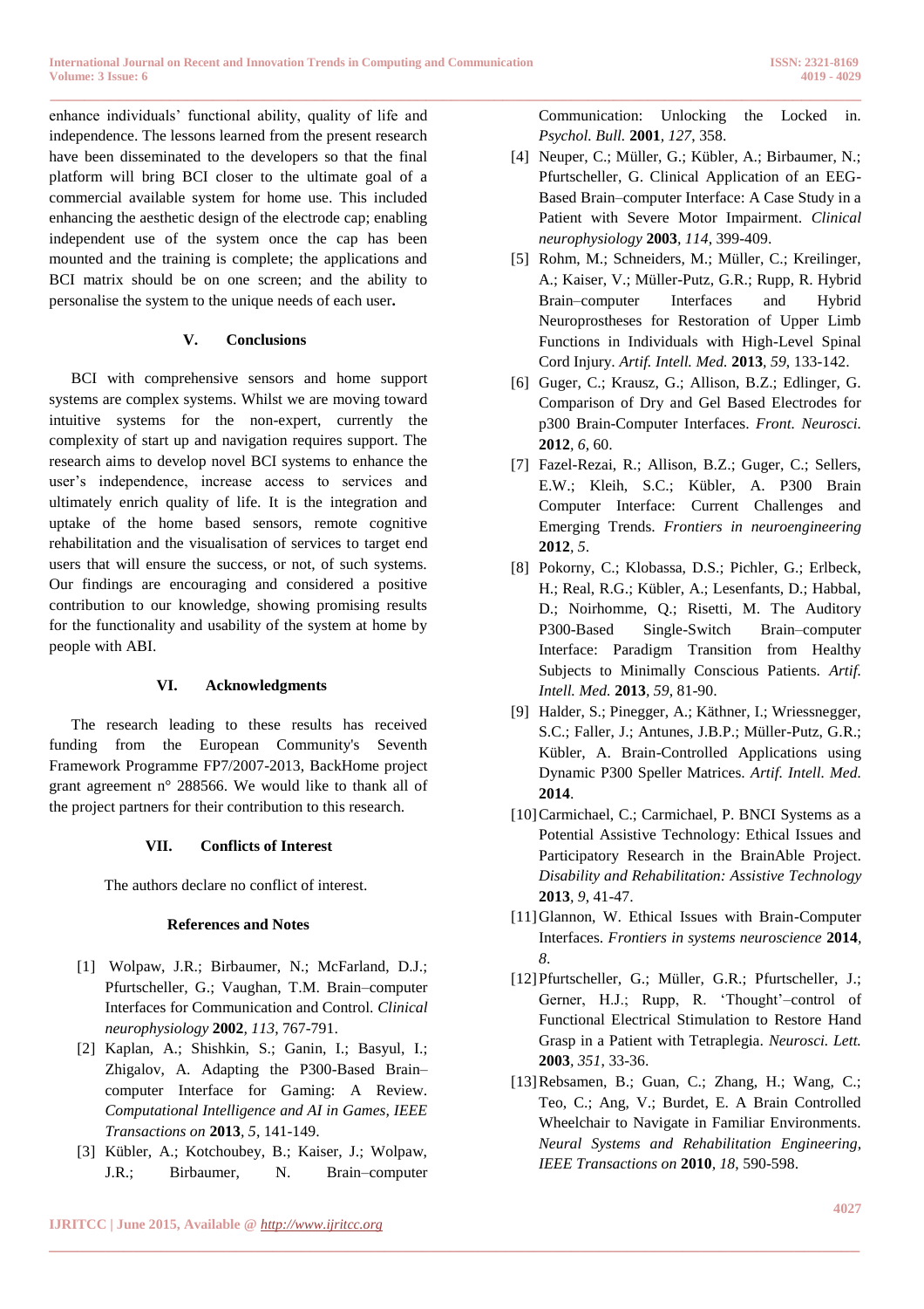enhance individuals' functional ability, quality of life and independence. The lessons learned from the present research have been disseminated to the developers so that the final platform will bring BCI closer to the ultimate goal of a commercial available system for home use. This included enhancing the aesthetic design of the electrode cap; enabling independent use of the system once the cap has been mounted and the training is complete; the applications and BCI matrix should be on one screen; and the ability to personalise the system to the unique needs of each user**.**

## V. Conclusions

BCI with comprehensive sensors and home support systems are complex systems. Whilst we are moving toward intuitive systems for the non-expert, currently the complexity of start up and navigation requires support. The research aims to develop novel BCI systems to enhance the user's independence, increase access to services and ultimately enrich quality of life. It is the integration and uptake of the home based sensors, remote cognitive rehabilitation and the visualisation of services to target end users that will ensure the success, or not, of such systems. Our findings are encouraging and considered a positive contribution to our knowledge, showing promising results for the functionality and usability of the system at home by people with ABI.

## VI. Acknowledgments

The research leading to these results has received funding from the European Community's Seventh Framework Programme FP7/2007-2013, BackHome project grant agreement n° 288566. We would like to thank all of the project partners for their contribution to this research.

## VII. Conflicts of Interest

The authors declare no conflict of interest.

## References and Notes

[1] Wolpaw, J.R.; Birbaumer, N.; McFarland, D.J.; Pfurtscheller, G.; Vaughan, T.M. Brain–computer Interfaces for Communication and Control. *Clinical neurophysiology* **2002**, *113*, 767-791.

[2] Kaplan, A.; Shishkin, S.; Ganin, I.; Basyul, I.; Zhigalov, A. Adapting the P300-Based Brain–computer Interface for Gaming: A Review. *Computational Intelligence and AI in Games, IEEE Transactions on* **2013**, *5*, 141-149.

[3] Kübler, A.; Kotchoubey, B.; Kaiser, J.; Wolpaw, J.R.; Birbaumer, N. Brain–computer Communication: Unlocking the Locked in. *Psychol. Bull.* **2001**, *127*, 358.

[4] Neuper, C.; Müller, G.; Kübler, A.; Birbaumer, N.; Pfurtscheller, G. Clinical Application of an EEG-Based Brain–computer Interface: A Case Study in a Patient with Severe Motor Impairment. *Clinical neurophysiology* **2003**, *114*, 399-409.

[5] Rohm, M.; Schneiders, M.; Müller, C.; Kreilinger, A.; Kaiser, V.; Müller-Putz, G.R.; Rupp, R. Hybrid Brain–computer Interfaces and Hybrid Neuroprostheses for Restoration of Upper Limb Functions in Individuals with High-Level Spinal Cord Injury. *Artif. Intell. Med.* **2013**, *59*, 133-142.

[6] Guger, C.; Krausz, G.; Allison, B.Z.; Edlinger, G. Comparison of Dry and Gel Based Electrodes for p300 Brain-Computer Interfaces. *Front. Neurosci.* **2012**, *6*, 60.

[7] Fazel-Rezai, R.; Allison, B.Z.; Guger, C.; Sellers, E.W.; Kleih, S.C.; Kübler, A. P300 Brain Computer Interface: Current Challenges and Emerging Trends. *Frontiers in neuroengineering* **2012**, *5*.

[8] Pokorny, C.; Klobassa, D.S.; Pichler, G.; Erlbeck, H.; Real, R.G.; Kübler, A.; Lesenfants, D.; Habbal, D.; Noirhomme, Q.; Risetti, M. The Auditory P300-Based Single-Switch Brain–computer Interface: Paradigm Transition from Healthy Subjects to Minimally Conscious Patients. *Artif. Intell. Med.* **2013**, *59*, 81-90.

[9] Halder, S.; Pinegger, A.; Käthner, I.; Wriessnegger, S.C.; Faller, J.; Antunes, J.B.P.; Müller-Putz, G.R.; Kübler, A. Brain-Controlled Applications using Dynamic P300 Speller Matrices. *Artif. Intell. Med.* **2014**.

[10] Carmichael, C.; Carmichael, P. BNCI Systems as a Potential Assistive Technology: Ethical Issues and Participatory Research in the BrainAble Project. *Disability and Rehabilitation: Assistive Technology* **2013**, *9*, 41-47.

[11] Glannon, W. Ethical Issues with Brain-Computer Interfaces. *Frontiers in systems neuroscience* **2014**, *8*.

[12] Pfurtscheller, G.; Müller, G.R.; Pfurtscheller, J.; Gerner, H.J.; Rupp, R. 'Thought'–control of Functional Electrical Stimulation to Restore Hand Grasp in a Patient with Tetraplegia. *Neurosci. Lett.* **2003**, *351*, 33-36.

[13] Rebsamen, B.; Guan, C.; Zhang, H.; Wang, C.; Teo, C.; Ang, V.; Burdet, E. A Brain Controlled Wheelchair to Navigate in Familiar Environments. *Neural Systems and Rehabilitation Engineering, IEEE Transactions on* **2010**, *18*, 590-598.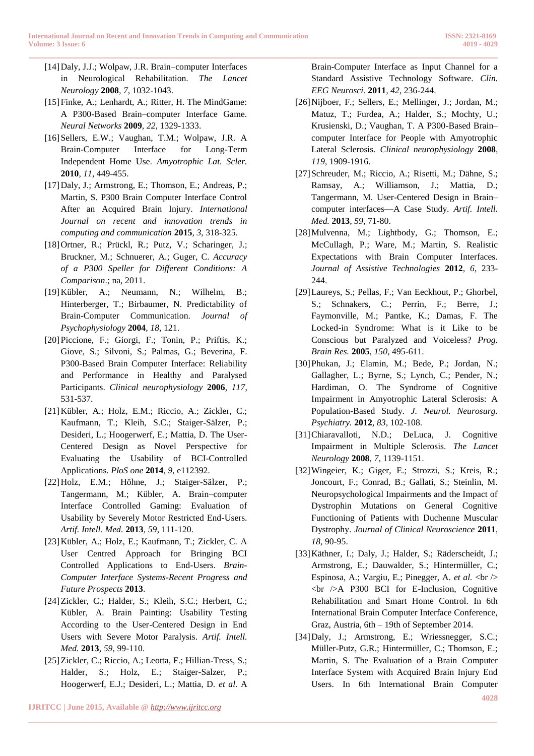[14] Daly, J.J.; Wolpaw, J.R. Brain–computer Interfaces in Neurological Rehabilitation. *The Lancet Neurology* **2008**, *7*, 1032-1043.

[15] Finke, A.; Lenhardt, A.; Ritter, H. The MindGame: A P300-Based Brain–computer Interface Game. *Neural Networks* **2009**, *22*, 1329-1333.

[16] Sellers, E.W.; Vaughan, T.M.; Wolpaw, J.R. A Brain-Computer Interface for Long-Term Independent Home Use. *Amyotrophic Lat. Scler.* **2010**, *11*, 449-455.

[17] Daly, J.; Armstrong, E.; Thomson, E.; Andreas, P.; Martin, S. P300 Brain Computer Interface Control After an Acquired Brain Injury. *International Journal on recent and innovation trends in computing and communication* **2015**, *3*, 318-325.

[18] Ortner, R.; Prückl, R.; Putz, V.; Scharinger, J.; Bruckner, M.; Schnuerer, A.; Guger, C. *Accuracy of a P300 Speller for Different Conditions: A Comparison*.; na, 2011.

[19] Kübler, A.; Neumann, N.; Wilhelm, B.; Hinterberger, T.; Birbaumer, N. Predictability of Brain-Computer Communication. *Journal of Psychophysiology* **2004**, *18*, 121.

[20] Piccione, F.; Giorgi, F.; Tonin, P.; Priftis, K.; Giove, S.; Silvoni, S.; Palmas, G.; Beverina, F. P300-Based Brain Computer Interface: Reliability and Performance in Healthy and Paralysed Participants. *Clinical neurophysiology* **2006**, *117*, 531-537.

[21] Kübler, A.; Holz, E.M.; Riccio, A.; Zickler, C.; Kaufmann, T.; Kleih, S.C.; Staiger-Sälzer, P.; Desideri, L.; Hoogerwerf, E.; Mattia, D. The User-Centered Design as Novel Perspective for Evaluating the Usability of BCI-Controlled Applications. *PloS one* **2014**, *9*, e112392.

[22] Holz, E.M.; Höhne, J.; Staiger-Sälzer, P.; Tangermann, M.; Kübler, A. Brain–computer Interface Controlled Gaming: Evaluation of Usability by Severely Motor Restricted End-Users. *Artif. Intell. Med.* **2013**, *59*, 111-120.

[23] Kübler, A.; Holz, E.; Kaufmann, T.; Zickler, C. A User Centred Approach for Bringing BCI Controlled Applications to End-Users. *Brain-Computer Interface Systems-Recent Progress and Future Prospects* **2013**.

[24] Zickler, C.; Halder, S.; Kleih, S.C.; Herbert, C.; Kübler, A. Brain Painting: Usability Testing According to the User-Centered Design in End Users with Severe Motor Paralysis. *Artif. Intell. Med.* **2013**, *59*, 99-110.

[25] Zickler, C.; Riccio, A.; Leotta, F.; Hillian-Tress, S.; Halder, S.; Holz, E.; Staiger-Salzer, P.; Hoogerwerf, E.J.; Desideri, L.; Mattia, D. *et al.* A Brain-Computer Interface as Input Channel for a Standard Assistive Technology Software. *Clin. EEG Neurosci.* **2011**, *42*, 236-244.

[26] Nijboer, F.; Sellers, E.; Mellinger, J.; Jordan, M.; Matuz, T.; Furdea, A.; Halder, S.; Mochty, U.; Krusienski, D.; Vaughan, T. A P300-Based Brain–computer Interface for People with Amyotrophic Lateral Sclerosis. *Clinical neurophysiology* **2008**, *119*, 1909-1916.

[27] Schreuder, M.; Riccio, A.; Risetti, M.; Dähne, S.; Ramsay, A.; Williamson, J.; Mattia, D.; Tangermann, M. User-Centered Design in Brain–computer interfaces—A Case Study. *Artif. Intell. Med.* **2013**, *59*, 71-80.

[28] Mulvenna, M.; Lightbody, G.; Thomson, E.; McCullagh, P.; Ware, M.; Martin, S. Realistic Expectations with Brain Computer Interfaces. *Journal of Assistive Technologies* **2012**, *6*, 233-244.

[29] Laureys, S.; Pellas, F.; Van Eeckhout, P.; Ghorbel, S.; Schnakers, C.; Perrin, F.; Berre, J.; Faymonville, M.; Pantke, K.; Damas, F. The Locked-in Syndrome: What is it Like to be Conscious but Paralyzed and Voiceless? *Prog. Brain Res.* **2005**, *150*, 495-611.

[30] Phukan, J.; Elamin, M.; Bede, P.; Jordan, N.; Gallagher, L.; Byrne, S.; Lynch, C.; Pender, N.; Hardiman, O. The Syndrome of Cognitive Impairment in Amyotrophic Lateral Sclerosis: A Population-Based Study. *J. Neurol. Neurosurg. Psychiatry.* **2012**, *83*, 102-108.

[31] Chiaravalloti, N.D.; DeLuca, J. Cognitive Impairment in Multiple Sclerosis. *The Lancet Neurology* **2008**, *7*, 1139-1151.

[32] Wingeier, K.; Giger, E.; Strozzi, S.; Kreis, R.; Joncourt, F.; Conrad, B.; Gallati, S.; Steinlin, M. Neuropsychological Impairments and the Impact of Dystrophin Mutations on General Cognitive Functioning of Patients with Duchenne Muscular Dystrophy. *Journal of Clinical Neuroscience* **2011**, *18*, 90-95.

[33] Käthner, I.; Daly, J.; Halder, S.; Räderscheidt, J.; Armstrong, E.; Dauwalder, S.; Hintermüller, C.; Espinosa, A.; Vargiu, E.; Pinegger, A. *et al.* <br /> <br />A P300 BCI for E-Inclusion, Cognitive Rehabilitation and Smart Home Control. In 6th International Brain Computer Interface Conference, Graz, Austria, 6th – 19th of September 2014.

[34] Daly, J.; Armstrong, E.; Wriessnegger, S.C.; Müller-Putz, G.R.; Hintermüller, C.; Thomson, E.; Martin, S. The Evaluation of a Brain Computer Interface System with Acquired Brain Injury End Users. In 6th International Brain Computer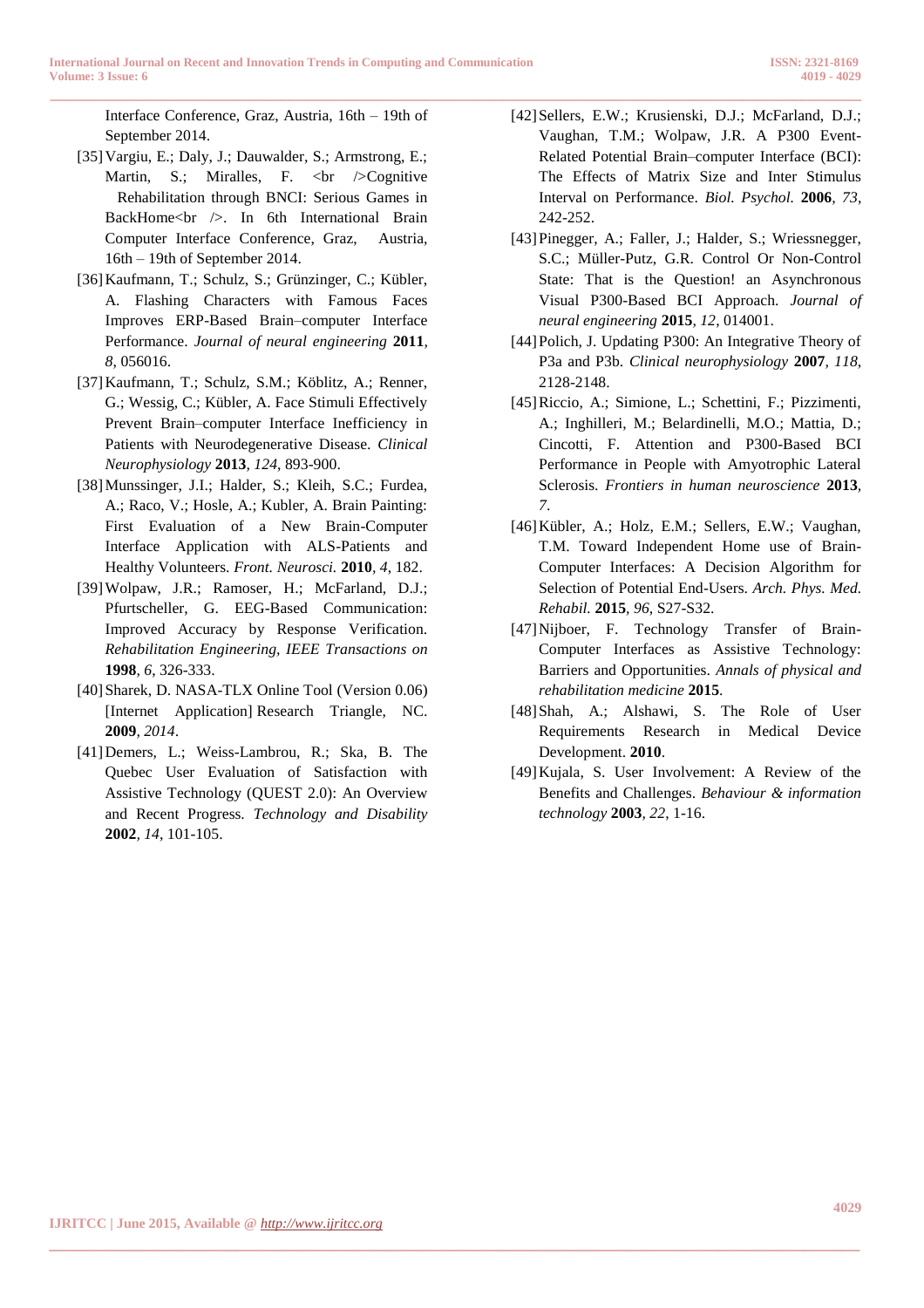Interface Conference, Graz, Austria, 16th – 19th of September 2014.

[35] Vargiu, E.; Daly, J.; Dauwalder, S.; Armstrong, E.; Martin, S.; Miralles, F. <br />Cognitive Rehabilitation through BNCI: Serious Games in BackHome<br />. In 6th International Brain Computer Interface Conference, Graz, Austria, 16th – 19th of September 2014.

[36] Kaufmann, T.; Schulz, S.; Grünzinger, C.; Kübler, A. Flashing Characters with Famous Faces Improves ERP-Based Brain–computer Interface Performance. *Journal of neural engineering* **2011**, *8*, 056016.

[37] Kaufmann, T.; Schulz, S.M.; Köblitz, A.; Renner, G.; Wessig, C.; Kübler, A. Face Stimuli Effectively Prevent Brain–computer Interface Inefficiency in Patients with Neurodegenerative Disease. *Clinical Neurophysiology* **2013**, *124*, 893-900.

[38] Munssinger, J.I.; Halder, S.; Kleih, S.C.; Furdea, A.; Raco, V.; Hosle, A.; Kubler, A. Brain Painting: First Evaluation of a New Brain-Computer Interface Application with ALS-Patients and Healthy Volunteers. *Front. Neurosci.* **2010**, *4*, 182.

[39] Wolpaw, J.R.; Ramoser, H.; McFarland, D.J.; Pfurtscheller, G. EEG-Based Communication: Improved Accuracy by Response Verification. *Rehabilitation Engineering, IEEE Transactions on* **1998**, *6*, 326-333.

[40] Sharek, D. NASA-TLX Online Tool (Version 0.06) [Internet Application] Research Triangle, NC. **2009**, *2014*.

[41] Demers, L.; Weiss-Lambrou, R.; Ska, B. The Quebec User Evaluation of Satisfaction with Assistive Technology (QUEST 2.0): An Overview and Recent Progress. *Technology and Disability* **2002**, *14*, 101-105.

[42] Sellers, E.W.; Krusienski, D.J.; McFarland, D.J.; Vaughan, T.M.; Wolpaw, J.R. A P300 Event-Related Potential Brain–computer Interface (BCI): The Effects of Matrix Size and Inter Stimulus Interval on Performance. *Biol. Psychol.* **2006**, *73*, 242-252.

[43] Pinegger, A.; Faller, J.; Halder, S.; Wriessnegger, S.C.; Müller-Putz, G.R. Control Or Non-Control State: That is the Question! an Asynchronous Visual P300-Based BCI Approach. *Journal of neural engineering* **2015**, *12*, 014001.

[44] Polich, J. Updating P300: An Integrative Theory of P3a and P3b. *Clinical neurophysiology* **2007**, *118*, 2128-2148.

[45] Riccio, A.; Simione, L.; Schettini, F.; Pizzimenti, A.; Inghilleri, M.; Belardinelli, M.O.; Mattia, D.; Cincotti, F. Attention and P300-Based BCI Performance in People with Amyotrophic Lateral Sclerosis. *Frontiers in human neuroscience* **2013**, *7*.

[46] Kübler, A.; Holz, E.M.; Sellers, E.W.; Vaughan, T.M. Toward Independent Home use of Brain-Computer Interfaces: A Decision Algorithm for Selection of Potential End-Users. *Arch. Phys. Med. Rehabil.* **2015**, *96*, S27-S32.

[47] Nijboer, F. Technology Transfer of Brain-Computer Interfaces as Assistive Technology: Barriers and Opportunities. *Annals of physical and rehabilitation medicine* **2015**.

[48] Shah, A.; Alshawi, S. The Role of User Requirements Research in Medical Device Development. **2010**.

[49] Kujala, S. User Involvement: A Review of the Benefits and Challenges. *Behaviour & information technology* **2003**, *22*, 1-16.